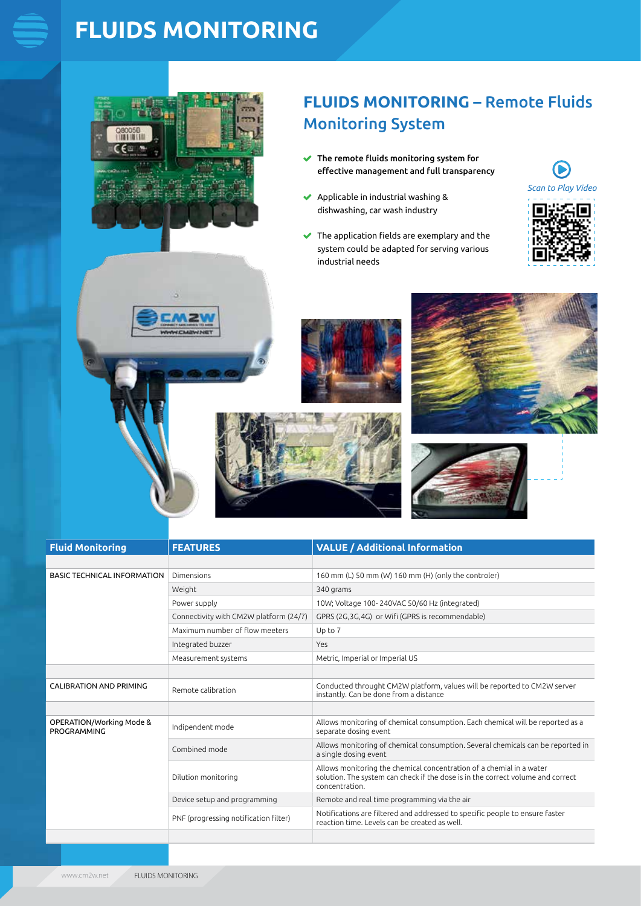# FLUIDS MONITORING

## FLUIDS MONITORING – Remote Fluids Monitoring System

- **The remote fluids monitoring system for effective management and full transparency**
- Applicable in industrial washing & dishwashing, car wash industry
- The application fields are exemplary and the system could be adapted for serving various industrial needs

*Scan to Play Video*

| Fluid Monitoring | FEATURES | VALUE / Additional Information |
|---|---|---|
| | | |
| BASIC TECHNICAL INFORMATION | Dimensions | 160 mm (L) 50 mm (W) 160 mm (H) (only the controler) |
| | Weight | 340 grams |
| | Power supply | 10W; Voltage 100- 240VAC 50/60 Hz (integrated) |
| | Connectivity with CM2W platform (24/7) | GPRS (2G,3G,4G) or Wifi (GPRS is recommendable) |
| | Maximum number of flow meeters | Up to 7 |
| | Integrated buzzer | Yes |
| | Measurement systems | Metric, Imperial or Imperial US |
| | | |
| CALIBRATION AND PRIMING | Remote calibration | Conducted throught CM2W platform, values will be reported to CM2W server instantly. Can be done from a distance |
| | | |
| OPERATION/Working Mode & PROGRAMMING | Indipendent mode | Allows monitoring of chemical consumption. Each chemical will be reported as a separate dosing event |
| | Combined mode | Allows monitoring of chemical consumption. Several chemicals can be reported in a single dosing event |
| | Dilution monitoring | Allows monitoring the chemical concentration of a chemial in a water solution. The system can check if the dose is in the correct volume and correct concentration. |
| | Device setup and programming | Remote and real time programming via the air |
| | PNF (progressing notification filter) | Notifications are filtered and addressed to specific people to ensure faster reaction time. Levels can be created as well. |
| | | |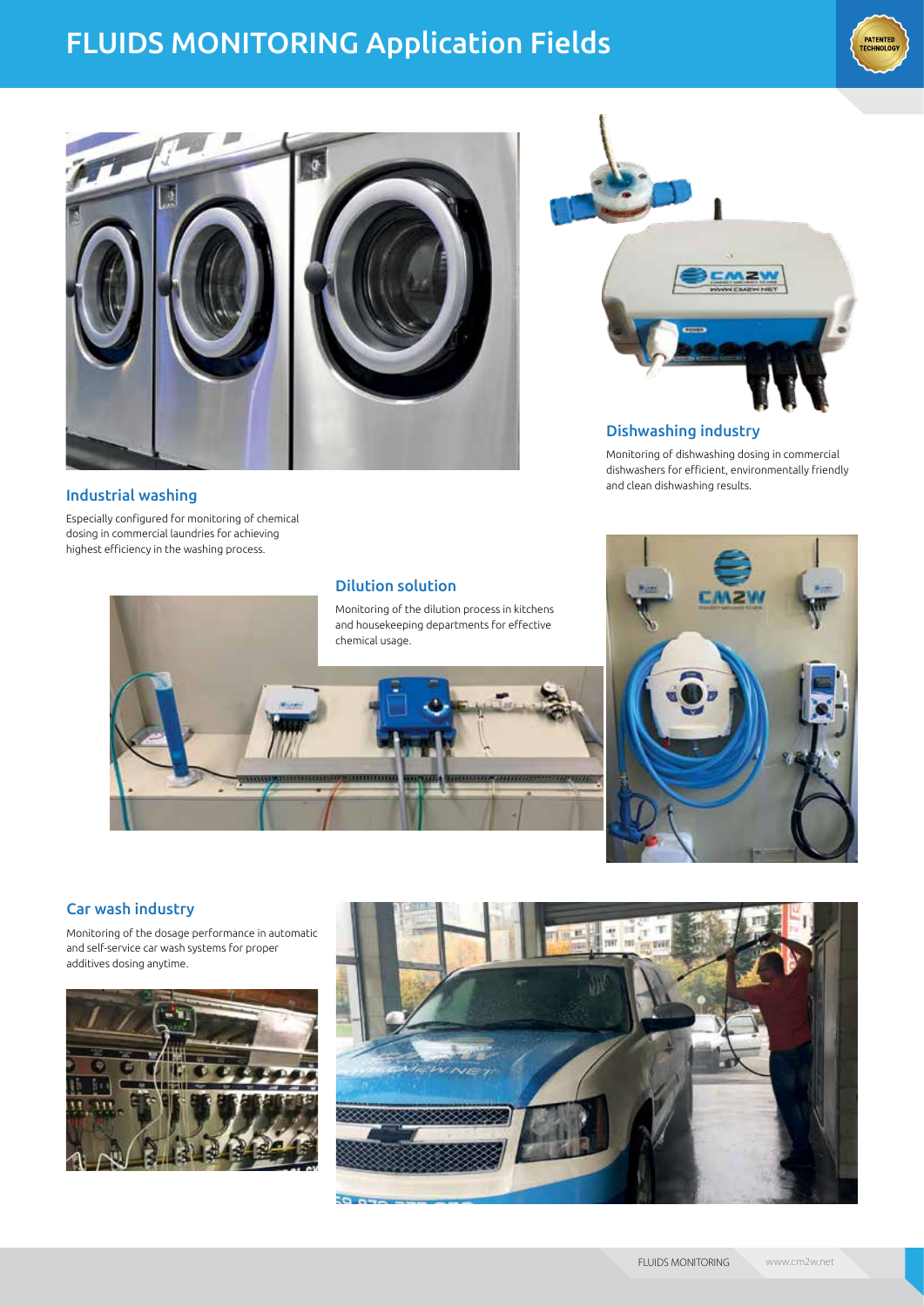# FLUIDS MONITORING Application Fields

## Industrial washing

Especially configured for monitoring of chemical dosing in commercial laundries for achieving highest efficiency in the washing process.

## Dishwashing industry

Monitoring of dishwashing dosing in commercial dishwashers for efficient, environmentally friendly and clean dishwashing results.

## Dilution solution

Monitoring of the dilution process in kitchens and housekeeping departments for effective chemical usage.

## Car wash industry

Monitoring of the dosage performance in automatic and self-service car wash systems for proper additives dosing anytime.